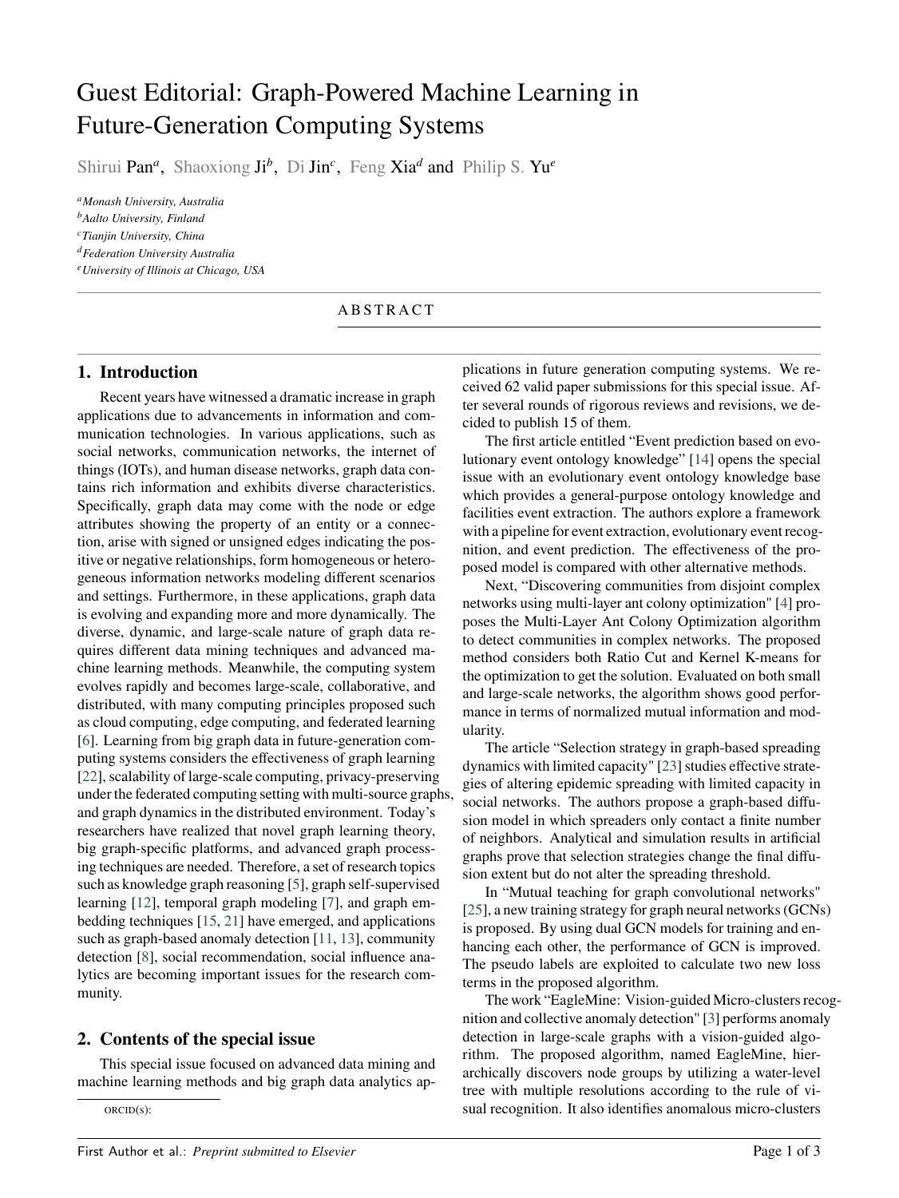# Guest Editorial: Graph-Powered Machine Learning in Future-Generation Computing Systems

Shirui Pan[a], Shaoxiong Ji[b], Di Jin[c], Feng Xia[d] and Philip S. Yu[e]

[a] *Monash University, Australia*
[b] *Aalto University, Finland*
[c] *Tianjin University, China*
[d] *Federation University Australia*
[e] *University of Illinois at Chicago, USA*

ABSTRACT

## 1. Introduction

Recent years have witnessed a dramatic increase in graph applications due to advancements in information and communication technologies. In various applications, such as social networks, communication networks, the internet of things (IOTs), and human disease networks, graph data contains rich information and exhibits diverse characteristics. Specifically, graph data may come with the node or edge attributes showing the property of an entity or a connection, arise with signed or unsigned edges indicating the positive or negative relationships, form homogeneous or heterogeneous information networks modeling different scenarios and settings. Furthermore, in these applications, graph data is evolving and expanding more and more dynamically. The diverse, dynamic, and large-scale nature of graph data requires different data mining techniques and advanced machine learning methods. Meanwhile, the computing system evolves rapidly and becomes large-scale, collaborative, and distributed, with many computing principles proposed such as cloud computing, edge computing, and federated learning [6]. Learning from big graph data in future-generation computing systems considers the effectiveness of graph learning [22], scalability of large-scale computing, privacy-preserving under the federated computing setting with multi-source graphs, and graph dynamics in the distributed environment. Today's researchers have realized that novel graph learning theory, big graph-specific platforms, and advanced graph processing techniques are needed. Therefore, a set of research topics such as knowledge graph reasoning [5], graph self-supervised learning [12], temporal graph modeling [7], and graph embedding techniques [15, 21] have emerged, and applications such as graph-based anomaly detection [11, 13], community detection [8], social recommendation, social influence analytics are becoming important issues for the research community.

## 2. Contents of the special issue

This special issue focused on advanced data mining and machine learning methods and big graph data analytics applications in future generation computing systems. We received 62 valid paper submissions for this special issue. After several rounds of rigorous reviews and revisions, we decided to publish 15 of them.

The first article entitled "Event prediction based on evolutionary event ontology knowledge" [14] opens the special issue with an evolutionary event ontology knowledge base which provides a general-purpose ontology knowledge and facilities event extraction. The authors explore a framework with a pipeline for event extraction, evolutionary event recognition, and event prediction. The effectiveness of the proposed model is compared with other alternative methods.

Next, "Discovering communities from disjoint complex networks using multi-layer ant colony optimization" [4] proposes the Multi-Layer Ant Colony Optimization algorithm to detect communities in complex networks. The proposed method considers both Ratio Cut and Kernel K-means for the optimization to get the solution. Evaluated on both small and large-scale networks, the algorithm shows good performance in terms of normalized mutual information and modularity.

The article "Selection strategy in graph-based spreading dynamics with limited capacity" [23] studies effective strategies of altering epidemic spreading with limited capacity in social networks. The authors propose a graph-based diffusion model in which spreaders only contact a finite number of neighbors. Analytical and simulation results in artificial graphs prove that selection strategies change the final diffusion extent but do not alter the spreading threshold.

In "Mutual teaching for graph convolutional networks" [25], a new training strategy for graph neural networks (GCNs) is proposed. By using dual GCN models for training and enhancing each other, the performance of GCN is improved. The pseudo labels are exploited to calculate two new loss terms in the proposed algorithm.

The work "EagleMine: Vision-guided Micro-clusters recognition and collective anomaly detection" [3] performs anomaly detection in large-scale graphs with a vision-guided algorithm. The proposed algorithm, named EagleMine, hierarchically discovers node groups by utilizing a water-level tree with multiple resolutions according to the rule of visual recognition. It also identifies anomalous micro-clusters

ORCID(s):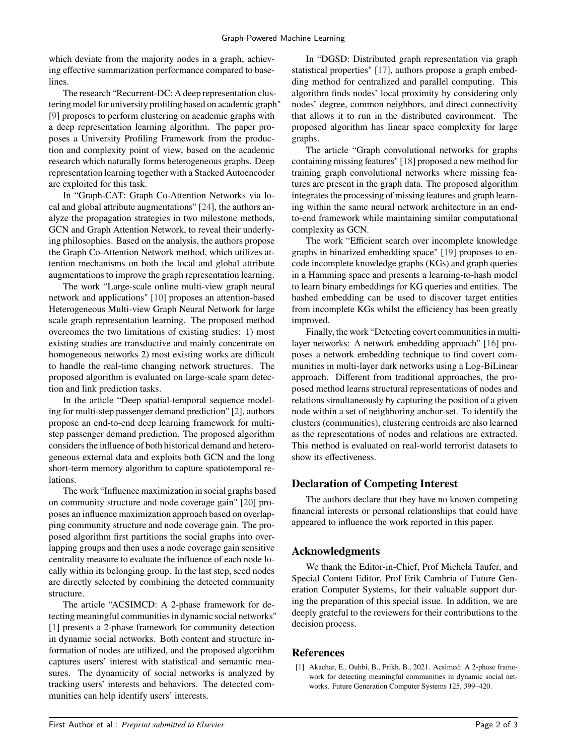which deviate from the majority nodes in a graph, achieving effective summarization performance compared to baselines.

The research "Recurrent-DC: A deep representation clustering model for university profiling based on academic graph" [9] proposes to perform clustering on academic graphs with a deep representation learning algorithm. The paper proposes a University Profiling Framework from the production and complexity point of view, based on the academic research which naturally forms heterogeneous graphs. Deep representation learning together with a Stacked Autoencoder are exploited for this task.

In "Graph-CAT: Graph Co-Attention Networks via local and global attribute augmentations" [24], the authors analyze the propagation strategies in two milestone methods, GCN and Graph Attention Network, to reveal their underlying philosophies. Based on the analysis, the authors propose the Graph Co-Attention Network method, which utilizes attention mechanisms on both the local and global attribute augmentations to improve the graph representation learning.

The work "Large-scale online multi-view graph neural network and applications" [10] proposes an attention-based Heterogeneous Multi-view Graph Neural Network for large scale graph representation learning. The proposed method overcomes the two limitations of existing studies: 1) most existing studies are transductive and mainly concentrate on homogeneous networks 2) most existing works are difficult to handle the real-time changing network structures. The proposed algorithm is evaluated on large-scale spam detection and link prediction tasks.

In the article "Deep spatial-temporal sequence modeling for multi-step passenger demand prediction" [2], authors propose an end-to-end deep learning framework for multi-step passenger demand prediction. The proposed algorithm considers the influence of both historical demand and heterogeneous external data and exploits both GCN and the long short-term memory algorithm to capture spatiotemporal relations.

The work "Influence maximization in social graphs based on community structure and node coverage gain" [20] proposes an influence maximization approach based on overlapping community structure and node coverage gain. The proposed algorithm first partitions the social graphs into overlapping groups and then uses a node coverage gain sensitive centrality measure to evaluate the influence of each node locally within its belonging group. In the last step, seed nodes are directly selected by combining the detected community structure.

The article "ACSIMCD: A 2-phase framework for detecting meaningful communities in dynamic social networks" [1] presents a 2-phase framework for community detection in dynamic social networks. Both content and structure information of nodes are utilized, and the proposed algorithm captures users' interest with statistical and semantic measures. The dynamicity of social networks is analyzed by tracking users' interests and behaviors. The detected communities can help identify users' interests.

In "DGSD: Distributed graph representation via graph statistical properties" [17], authors propose a graph embedding method for centralized and parallel computing. This algorithm finds nodes' local proximity by considering only nodes' degree, common neighbors, and direct connectivity that allows it to run in the distributed environment. The proposed algorithm has linear space complexity for large graphs.

The article "Graph convolutional networks for graphs containing missing features" [18] proposed a new method for training graph convolutional networks where missing features are present in the graph data. The proposed algorithm integrates the processing of missing features and graph learning within the same neural network architecture in an end-to-end framework while maintaining similar computational complexity as GCN.

The work "Efficient search over incomplete knowledge graphs in binarized embedding space" [19] proposes to encode incomplete knowledge graphs (KGs) and graph queries in a Hamming space and presents a learning-to-hash model to learn binary embeddings for KG queries and entities. The hashed embedding can be used to discover target entities from incomplete KGs whilst the efficiency has been greatly improved.

Finally, the work "Detecting covert communities in multi-layer networks: A network embedding approach" [16] proposes a network embedding technique to find covert communities in multi-layer dark networks using a Log-BiLinear approach. Different from traditional approaches, the proposed method learns structural representations of nodes and relations simultaneously by capturing the position of a given node within a set of neighboring anchor-set. To identify the clusters (communities), clustering centroids are also learned as the representations of nodes and relations are extracted. This method is evaluated on real-world terrorist datasets to show its effectiveness.

## Declaration of Competing Interest

The authors declare that they have no known competing financial interests or personal relationships that could have appeared to influence the work reported in this paper.

## Acknowledgments

We thank the Editor-in-Chief, Prof Michela Taufer, and Special Content Editor, Prof Erik Cambria of Future Generation Computer Systems, for their valuable support during the preparation of this special issue. In addition, we are deeply grateful to the reviewers for their contributions to the decision process.

## References

[1] Akachar, E., Ouhbi, B., Frikh, B., 2021. Acsimcd: A 2-phase framework for detecting meaningful communities in dynamic social networks. Future Generation Computer Systems 125, 399–420.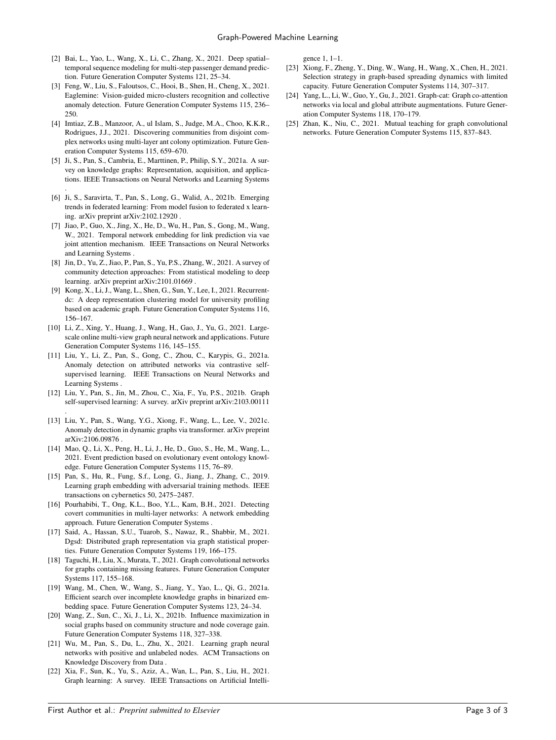[2] Bai, L., Yao, L., Wang, X., Li, C., Zhang, X., 2021. Deep spatial–temporal sequence modeling for multi-step passenger demand prediction. Future Generation Computer Systems 121, 25–34.

[3] Feng, W., Liu, S., Faloutsos, C., Hooi, B., Shen, H., Cheng, X., 2021. Eaglemine: Vision-guided micro-clusters recognition and collective anomaly detection. Future Generation Computer Systems 115, 236–250.

[4] Imtiaz, Z.B., Manzoor, A., ul Islam, S., Judge, M.A., Choo, K.K.R., Rodrigues, J.J., 2021. Discovering communities from disjoint complex networks using multi-layer ant colony optimization. Future Generation Computer Systems 115, 659–670.

[5] Ji, S., Pan, S., Cambria, E., Marttinen, P., Philip, S.Y., 2021a. A survey on knowledge graphs: Representation, acquisition, and applications. IEEE Transactions on Neural Networks and Learning Systems .

[6] Ji, S., Saravirta, T., Pan, S., Long, G., Walid, A., 2021b. Emerging trends in federated learning: From model fusion to federated x learning. arXiv preprint arXiv:2102.12920 .

[7] Jiao, P., Guo, X., Jing, X., He, D., Wu, H., Pan, S., Gong, M., Wang, W., 2021. Temporal network embedding for link prediction via vae joint attention mechanism. IEEE Transactions on Neural Networks and Learning Systems .

[8] Jin, D., Yu, Z., Jiao, P., Pan, S., Yu, P.S., Zhang, W., 2021. A survey of community detection approaches: From statistical modeling to deep learning. arXiv preprint arXiv:2101.01669 .

[9] Kong, X., Li, J., Wang, L., Shen, G., Sun, Y., Lee, I., 2021. Recurrent-dc: A deep representation clustering model for university profiling based on academic graph. Future Generation Computer Systems 116, 156–167.

[10] Li, Z., Xing, Y., Huang, J., Wang, H., Gao, J., Yu, G., 2021. Large-scale online multi-view graph neural network and applications. Future Generation Computer Systems 116, 145–155.

[11] Liu, Y., Li, Z., Pan, S., Gong, C., Zhou, C., Karypis, G., 2021a. Anomaly detection on attributed networks via contrastive self-supervised learning. IEEE Transactions on Neural Networks and Learning Systems .

[12] Liu, Y., Pan, S., Jin, M., Zhou, C., Xia, F., Yu, P.S., 2021b. Graph self-supervised learning: A survey. arXiv preprint arXiv:2103.00111 .

[13] Liu, Y., Pan, S., Wang, Y.G., Xiong, F., Wang, L., Lee, V., 2021c. Anomaly detection in dynamic graphs via transformer. arXiv preprint arXiv:2106.09876 .

[14] Mao, Q., Li, X., Peng, H., Li, J., He, D., Guo, S., He, M., Wang, L., 2021. Event prediction based on evolutionary event ontology knowledge. Future Generation Computer Systems 115, 76–89.

[15] Pan, S., Hu, R., Fung, S.f., Long, G., Jiang, J., Zhang, C., 2019. Learning graph embedding with adversarial training methods. IEEE transactions on cybernetics 50, 2475–2487.

[16] Pourhabibi, T., Ong, K.L., Boo, Y.L., Kam, B.H., 2021. Detecting covert communities in multi-layer networks: A network embedding approach. Future Generation Computer Systems .

[17] Said, A., Hassan, S.U., Tuarob, S., Nawaz, R., Shabbir, M., 2021. Dgsd: Distributed graph representation via graph statistical properties. Future Generation Computer Systems 119, 166–175.

[18] Taguchi, H., Liu, X., Murata, T., 2021. Graph convolutional networks for graphs containing missing features. Future Generation Computer Systems 117, 155–168.

[19] Wang, M., Chen, W., Wang, S., Jiang, Y., Yao, L., Qi, G., 2021a. Efficient search over incomplete knowledge graphs in binarized embedding space. Future Generation Computer Systems 123, 24–34.

[20] Wang, Z., Sun, C., Xi, J., Li, X., 2021b. Influence maximization in social graphs based on community structure and node coverage gain. Future Generation Computer Systems 118, 327–338.

[21] Wu, M., Pan, S., Du, L., Zhu, X., 2021. Learning graph neural networks with positive and unlabeled nodes. ACM Transactions on Knowledge Discovery from Data .

[22] Xia, F., Sun, K., Yu, S., Aziz, A., Wan, L., Pan, S., Liu, H., 2021. Graph learning: A survey. IEEE Transactions on Artificial Intelligence 1, 1–1.

[23] Xiong, F., Zheng, Y., Ding, W., Wang, H., Wang, X., Chen, H., 2021. Selection strategy in graph-based spreading dynamics with limited capacity. Future Generation Computer Systems 114, 307–317.

[24] Yang, L., Li, W., Guo, Y., Gu, J., 2021. Graph-cat: Graph co-attention networks via local and global attribute augmentations. Future Generation Computer Systems 118, 170–179.

[25] Zhan, K., Niu, C., 2021. Mutual teaching for graph convolutional networks. Future Generation Computer Systems 115, 837–843.